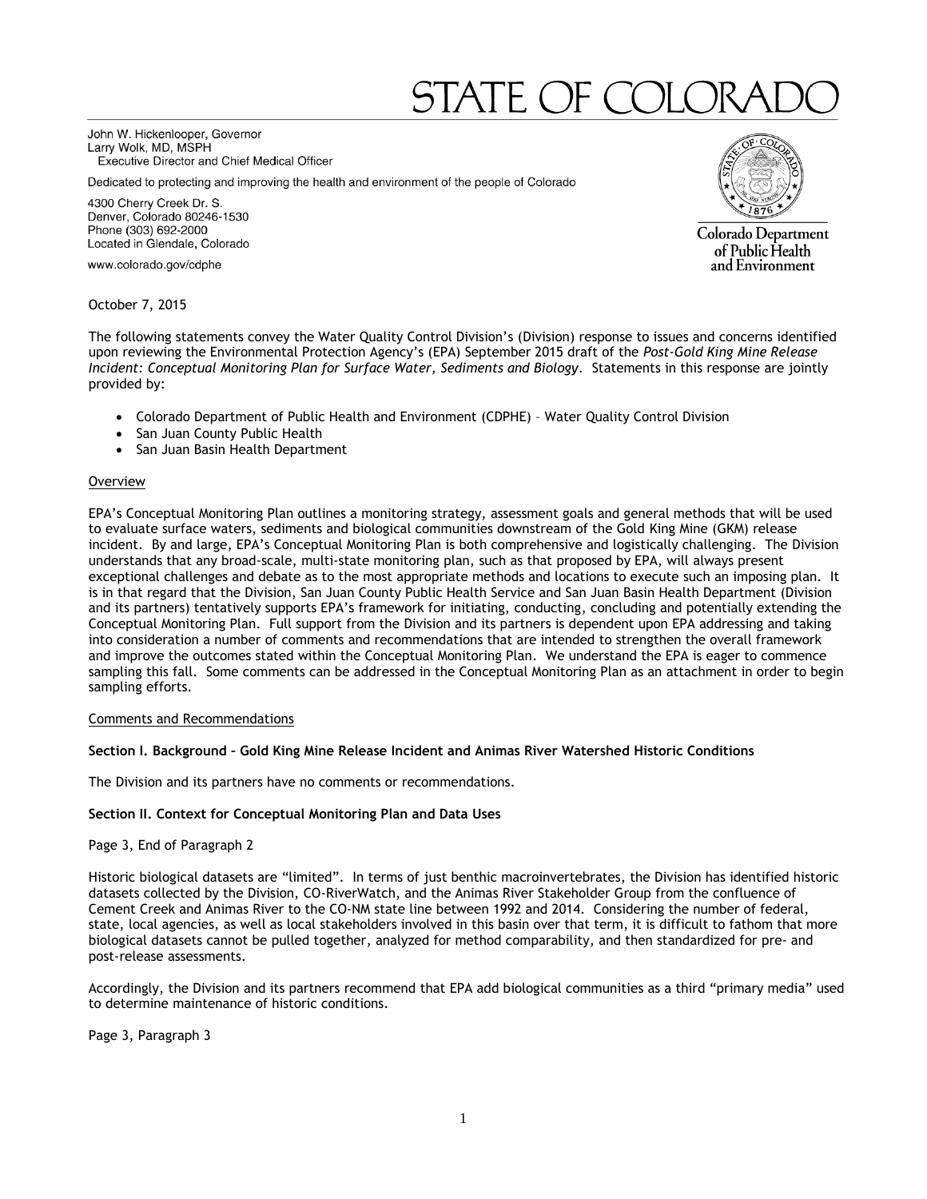# STATE OF COLORADO

John W. Hickenlooper, Governor
Larry Wolk, MD, MSPH
Executive Director and Chief Medical Officer

Dedicated to protecting and improving the health and environment of the people of Colorado

4300 Cherry Creek Dr. S.
Denver, Colorado 80246-1530
Phone (303) 692-2000
Located in Glendale, Colorado

www.colorado.gov/cdphe

Colorado Department of Public Health and Environment

October 7, 2015

The following statements convey the Water Quality Control Division's (Division) response to issues and concerns identified upon reviewing the Environmental Protection Agency's (EPA) September 2015 draft of the *Post-Gold King Mine Release Incident: Conceptual Monitoring Plan for Surface Water, Sediments and Biology*. Statements in this response are jointly provided by:

- Colorado Department of Public Health and Environment (CDPHE) – Water Quality Control Division
- San Juan County Public Health
- San Juan Basin Health Department

Overview

EPA's Conceptual Monitoring Plan outlines a monitoring strategy, assessment goals and general methods that will be used to evaluate surface waters, sediments and biological communities downstream of the Gold King Mine (GKM) release incident. By and large, EPA's Conceptual Monitoring Plan is both comprehensive and logistically challenging. The Division understands that any broad-scale, multi-state monitoring plan, such as that proposed by EPA, will always present exceptional challenges and debate as to the most appropriate methods and locations to execute such an imposing plan. It is in that regard that the Division, San Juan County Public Health Service and San Juan Basin Health Department (Division and its partners) tentatively supports EPA's framework for initiating, conducting, concluding and potentially extending the Conceptual Monitoring Plan. Full support from the Division and its partners is dependent upon EPA addressing and taking into consideration a number of comments and recommendations that are intended to strengthen the overall framework and improve the outcomes stated within the Conceptual Monitoring Plan. We understand the EPA is eager to commence sampling this fall. Some comments can be addressed in the Conceptual Monitoring Plan as an attachment in order to begin sampling efforts.

Comments and Recommendations

**Section I. Background – Gold King Mine Release Incident and Animas River Watershed Historic Conditions**

The Division and its partners have no comments or recommendations.

**Section II. Context for Conceptual Monitoring Plan and Data Uses**

Page 3, End of Paragraph 2

Historic biological datasets are "limited". In terms of just benthic macroinvertebrates, the Division has identified historic datasets collected by the Division, CO-RiverWatch, and the Animas River Stakeholder Group from the confluence of Cement Creek and Animas River to the CO-NM state line between 1992 and 2014. Considering the number of federal, state, local agencies, as well as local stakeholders involved in this basin over that term, it is difficult to fathom that more biological datasets cannot be pulled together, analyzed for method comparability, and then standardized for pre- and post-release assessments.

Accordingly, the Division and its partners recommend that EPA add biological communities as a third "primary media" used to determine maintenance of historic conditions.

Page 3, Paragraph 3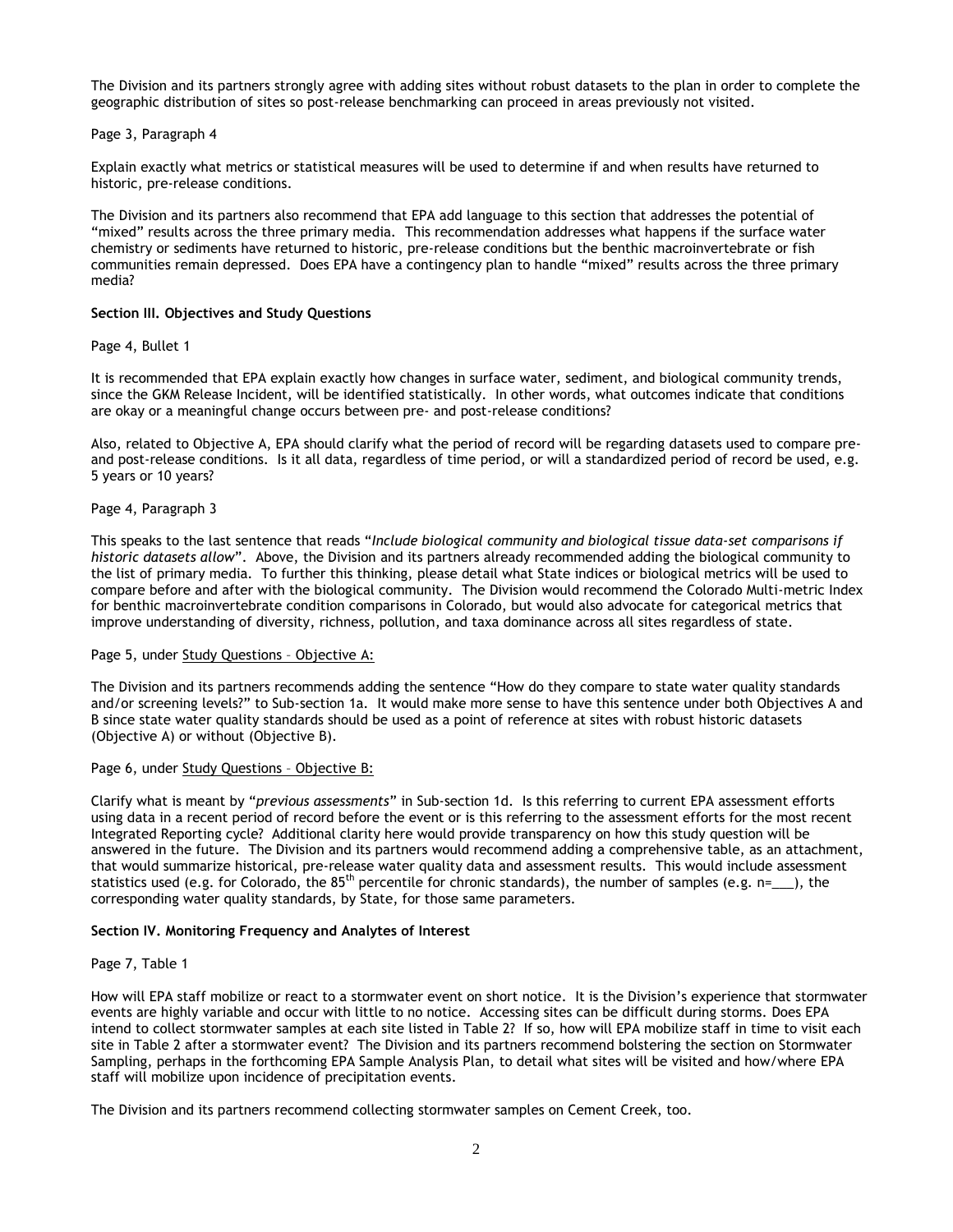The Division and its partners strongly agree with adding sites without robust datasets to the plan in order to complete the geographic distribution of sites so post-release benchmarking can proceed in areas previously not visited.

Page 3, Paragraph 4

Explain exactly what metrics or statistical measures will be used to determine if and when results have returned to historic, pre-release conditions.

The Division and its partners also recommend that EPA add language to this section that addresses the potential of "mixed" results across the three primary media. This recommendation addresses what happens if the surface water chemistry or sediments have returned to historic, pre-release conditions but the benthic macroinvertebrate or fish communities remain depressed. Does EPA have a contingency plan to handle "mixed" results across the three primary media?

**Section III. Objectives and Study Questions**

Page 4, Bullet 1

It is recommended that EPA explain exactly how changes in surface water, sediment, and biological community trends, since the GKM Release Incident, will be identified statistically. In other words, what outcomes indicate that conditions are okay or a meaningful change occurs between pre- and post-release conditions?

Also, related to Objective A, EPA should clarify what the period of record will be regarding datasets used to compare pre- and post-release conditions. Is it all data, regardless of time period, or will a standardized period of record be used, e.g. 5 years or 10 years?

Page 4, Paragraph 3

This speaks to the last sentence that reads "*Include biological community and biological tissue data-set comparisons if historic datasets allow*". Above, the Division and its partners already recommended adding the biological community to the list of primary media. To further this thinking, please detail what State indices or biological metrics will be used to compare before and after with the biological community. The Division would recommend the Colorado Multi-metric Index for benthic macroinvertebrate condition comparisons in Colorado, but would also advocate for categorical metrics that improve understanding of diversity, richness, pollution, and taxa dominance across all sites regardless of state.

Page 5, under Study Questions – Objective A:

The Division and its partners recommends adding the sentence "How do they compare to state water quality standards and/or screening levels?" to Sub-section 1a. It would make more sense to have this sentence under both Objectives A and B since state water quality standards should be used as a point of reference at sites with robust historic datasets (Objective A) or without (Objective B).

Page 6, under Study Questions – Objective B:

Clarify what is meant by "*previous assessments*" in Sub-section 1d. Is this referring to current EPA assessment efforts using data in a recent period of record before the event or is this referring to the assessment efforts for the most recent Integrated Reporting cycle? Additional clarity here would provide transparency on how this study question will be answered in the future. The Division and its partners would recommend adding a comprehensive table, as an attachment, that would summarize historical, pre-release water quality data and assessment results. This would include assessment statistics used (e.g. for Colorado, the 85$^{th}$ percentile for chronic standards), the number of samples (e.g. n=\_\_\_), the corresponding water quality standards, by State, for those same parameters.

**Section IV. Monitoring Frequency and Analytes of Interest**

Page 7, Table 1

How will EPA staff mobilize or react to a stormwater event on short notice. It is the Division's experience that stormwater events are highly variable and occur with little to no notice. Accessing sites can be difficult during storms. Does EPA intend to collect stormwater samples at each site listed in Table 2? If so, how will EPA mobilize staff in time to visit each site in Table 2 after a stormwater event? The Division and its partners recommend bolstering the section on Stormwater Sampling, perhaps in the forthcoming EPA Sample Analysis Plan, to detail what sites will be visited and how/where EPA staff will mobilize upon incidence of precipitation events.

The Division and its partners recommend collecting stormwater samples on Cement Creek, too.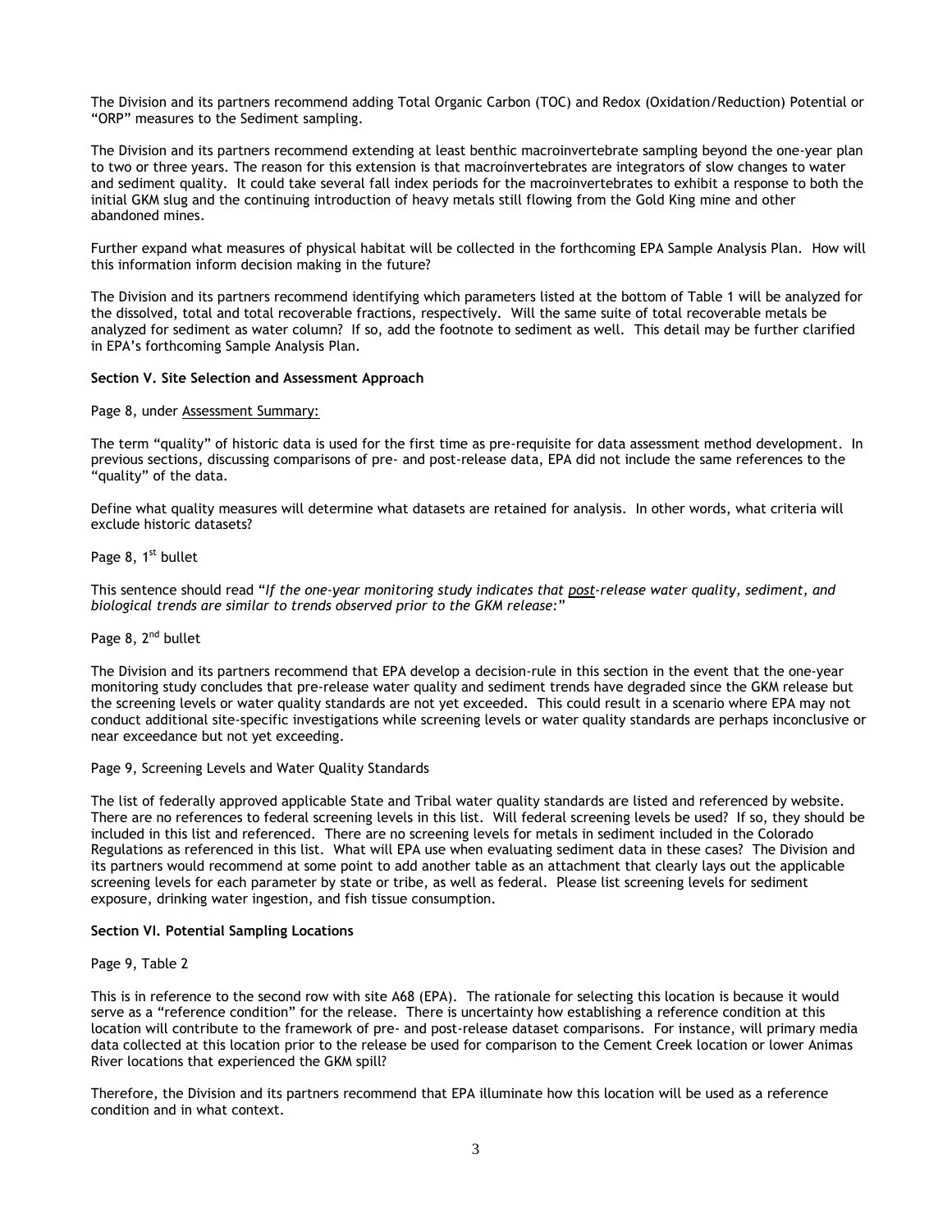The Division and its partners recommend adding Total Organic Carbon (TOC) and Redox (Oxidation/Reduction) Potential or "ORP" measures to the Sediment sampling.

The Division and its partners recommend extending at least benthic macroinvertebrate sampling beyond the one-year plan to two or three years. The reason for this extension is that macroinvertebrates are integrators of slow changes to water and sediment quality. It could take several fall index periods for the macroinvertebrates to exhibit a response to both the initial GKM slug and the continuing introduction of heavy metals still flowing from the Gold King mine and other abandoned mines.

Further expand what measures of physical habitat will be collected in the forthcoming EPA Sample Analysis Plan. How will this information inform decision making in the future?

The Division and its partners recommend identifying which parameters listed at the bottom of Table 1 will be analyzed for the dissolved, total and total recoverable fractions, respectively. Will the same suite of total recoverable metals be analyzed for sediment as water column? If so, add the footnote to sediment as well. This detail may be further clarified in EPA's forthcoming Sample Analysis Plan.

**Section V. Site Selection and Assessment Approach**

Page 8, under <u>Assessment Summary:</u>

The term "quality" of historic data is used for the first time as pre-requisite for data assessment method development. In previous sections, discussing comparisons of pre- and post-release data, EPA did not include the same references to the "quality" of the data.

Define what quality measures will determine what datasets are retained for analysis. In other words, what criteria will exclude historic datasets?

Page 8, 1st bullet

This sentence should read "*If the one-year monitoring study indicates that <u>post</u>-release water quality, sediment, and biological trends are similar to trends observed prior to the GKM release:*"

Page 8, 2nd bullet

The Division and its partners recommend that EPA develop a decision-rule in this section in the event that the one-year monitoring study concludes that pre-release water quality and sediment trends have degraded since the GKM release but the screening levels or water quality standards are not yet exceeded. This could result in a scenario where EPA may not conduct additional site-specific investigations while screening levels or water quality standards are perhaps inconclusive or near exceedance but not yet exceeding.

Page 9, Screening Levels and Water Quality Standards

The list of federally approved applicable State and Tribal water quality standards are listed and referenced by website. There are no references to federal screening levels in this list. Will federal screening levels be used? If so, they should be included in this list and referenced. There are no screening levels for metals in sediment included in the Colorado Regulations as referenced in this list. What will EPA use when evaluating sediment data in these cases? The Division and its partners would recommend at some point to add another table as an attachment that clearly lays out the applicable screening levels for each parameter by state or tribe, as well as federal. Please list screening levels for sediment exposure, drinking water ingestion, and fish tissue consumption.

**Section VI. Potential Sampling Locations**

Page 9, Table 2

This is in reference to the second row with site A68 (EPA). The rationale for selecting this location is because it would serve as a "reference condition" for the release. There is uncertainty how establishing a reference condition at this location will contribute to the framework of pre- and post-release dataset comparisons. For instance, will primary media data collected at this location prior to the release be used for comparison to the Cement Creek location or lower Animas River locations that experienced the GKM spill?

Therefore, the Division and its partners recommend that EPA illuminate how this location will be used as a reference condition and in what context.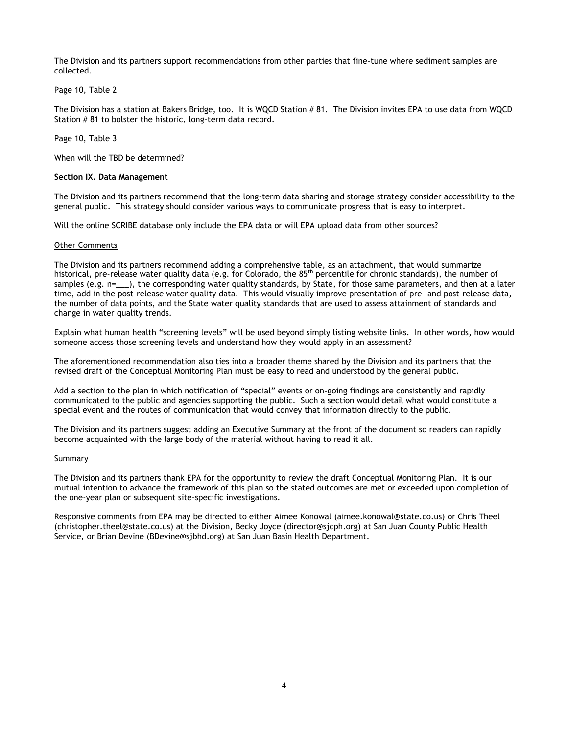The Division and its partners support recommendations from other parties that fine-tune where sediment samples are collected.

Page 10, Table 2

The Division has a station at Bakers Bridge, too. It is WQCD Station # 81. The Division invites EPA to use data from WQCD Station # 81 to bolster the historic, long-term data record.

Page 10, Table 3

When will the TBD be determined?

**Section IX. Data Management**

The Division and its partners recommend that the long-term data sharing and storage strategy consider accessibility to the general public. This strategy should consider various ways to communicate progress that is easy to interpret.

Will the online SCRIBE database only include the EPA data or will EPA upload data from other sources?

Other Comments

The Division and its partners recommend adding a comprehensive table, as an attachment, that would summarize historical, pre-release water quality data (e.g. for Colorado, the 85th percentile for chronic standards), the number of samples (e.g. n=___), the corresponding water quality standards, by State, for those same parameters, and then at a later time, add in the post-release water quality data. This would visually improve presentation of pre- and post-release data, the number of data points, and the State water quality standards that are used to assess attainment of standards and change in water quality trends.

Explain what human health "screening levels" will be used beyond simply listing website links. In other words, how would someone access those screening levels and understand how they would apply in an assessment?

The aforementioned recommendation also ties into a broader theme shared by the Division and its partners that the revised draft of the Conceptual Monitoring Plan must be easy to read and understood by the general public.

Add a section to the plan in which notification of "special" events or on-going findings are consistently and rapidly communicated to the public and agencies supporting the public. Such a section would detail what would constitute a special event and the routes of communication that would convey that information directly to the public.

The Division and its partners suggest adding an Executive Summary at the front of the document so readers can rapidly become acquainted with the large body of the material without having to read it all.

Summary

The Division and its partners thank EPA for the opportunity to review the draft Conceptual Monitoring Plan. It is our mutual intention to advance the framework of this plan so the stated outcomes are met or exceeded upon completion of the one-year plan or subsequent site-specific investigations.

Responsive comments from EPA may be directed to either Aimee Konowal (aimee.konowal@state.co.us) or Chris Theel (christopher.theel@state.co.us) at the Division, Becky Joyce (director@sjcph.org) at San Juan County Public Health Service, or Brian Devine (BDevine@sjbhd.org) at San Juan Basin Health Department.